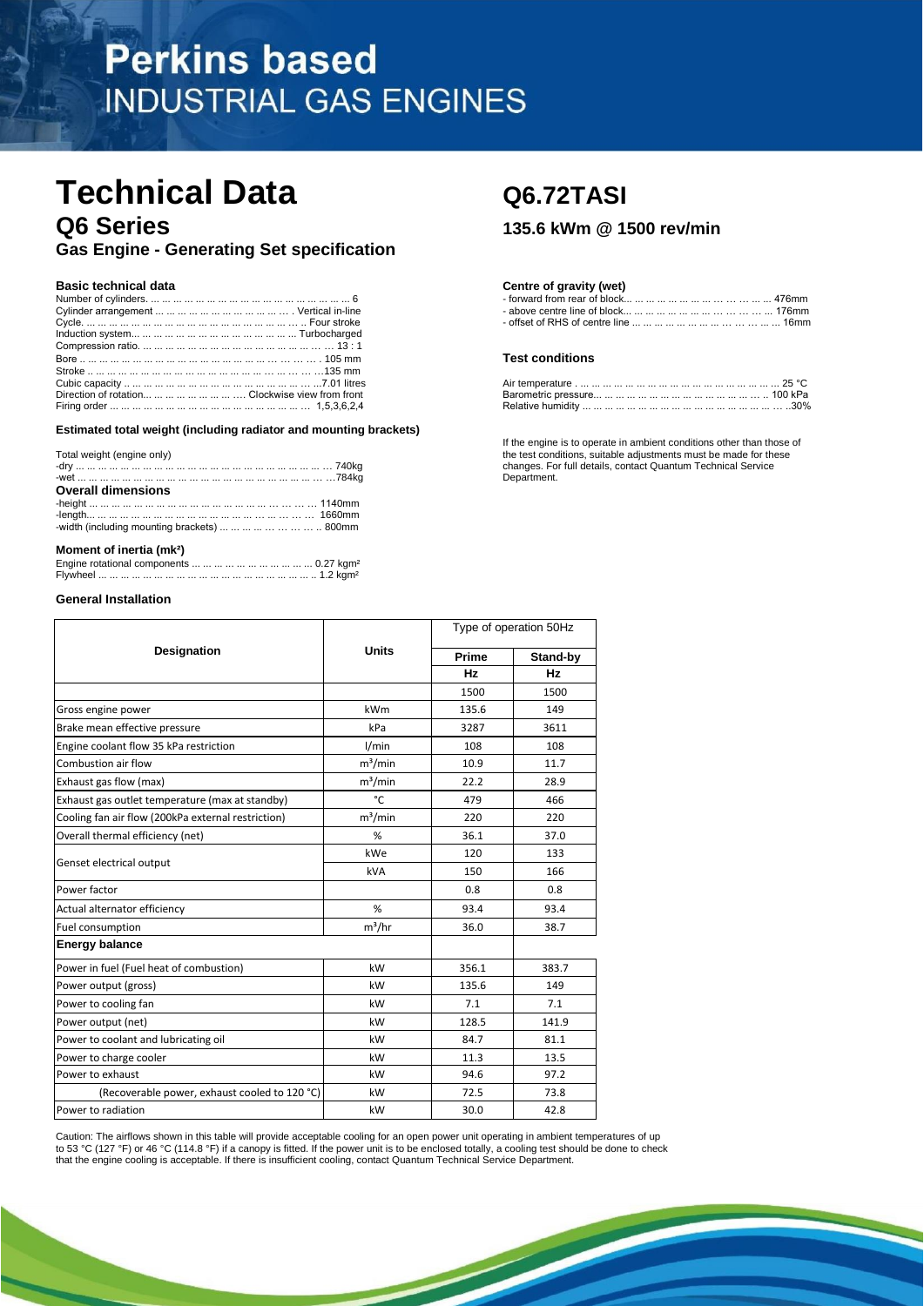# Perkins based
## INDUSTRIAL GAS ENGINES

# Technical Data

## Q6 Series

### Gas Engine - Generating Set specification

# Q6.72TASI

### 135.6 kWm @ 1500 rev/min

#### Basic technical data

Number of cylinders. ... ... ... ... ... ... ... ... ... ... ... ... ... ... ... ... 6
Cylinder arrangement ... ... ... ... ... ... ... ... ... ... ... ... . Vertical in-line
Cycle. ... ... ... ... ... ... ... ... ... ... ... ... ... ... ... ... .. Four stroke
Induction system... ... ... ... ... ... ... ... ... ... ... ... ... Turbocharged
Compression ratio. ... ... ... ... ... ... ... ... ... ... ... ... ... ... 13 : 1
Bore .. ... ... ... ... ... ... ... ... ... ... ... ... ... ... ... ... ... ... . 105 mm
Stroke .. ... ... ... ... ... ... ... ... ... ... ... ... ... ... ... ... ...135 mm
Cubic capacity .. ... ... ... ... ... ... ... ... ... ... ... ... ... ... ...7.01 litres
Direction of rotation... ... ... ... ... ... ... .... Clockwise view from front
Firing order ... ... ... ... ... ... ... ... ... ... ... ... ... ... ... ... 1,5,3,6,2,4

#### Estimated total weight (including radiator and mounting brackets)

Total weight (engine only)
-dry ... ... ... ... ... ... ... ... ... ... ... ... ... ... ... ... ... ... ... ... 740kg
-wet ... ... ... ... ... ... ... ... ... ... ... ... ... ... ... ... ... ... ... ...784kg

#### Overall dimensions

-height ... ... ... ... ... ... ... ... ... ... ... ... ... ... ... ... ... ... 1140mm
-length... ... ... ... ... ... ... ... ... ... ... ... ... ... ... ... ... ... 1660mm
-width (including mounting brackets) ... ... ... ... ... ... ... .. 800mm

#### Moment of inertia (mk²)

Engine rotational components ... ... ... ... ... ... ... ... ... ... 0.27 kgm²
Flywheel ... ... ... ... ... ... ... ... ... ... ... ... ... ... ... ... ... ... .. 1.2 kgm²

#### Centre of gravity (wet)

- forward from rear of block... ... ... ... ... ... ... ... ... ... ... 476mm
- above centre line of block... ... ... ... ... ... ... ... ... ... ... 176mm
- offset of RHS of centre line ... ... ... ... ... ... ... ... ... ... 16mm

#### Test conditions

Air temperature . ... ... ... ... ... ... ... ... ... ... ... ... ... ... ... ... 25 °C
Barometric pressure... ... ... ... ... ... ... ... ... ... ... ... ... .. 100 kPa
Relative humidity ... ... ... ... ... ... ... ... ... ... ... ... ... ... ... ..30%

If the engine is to operate in ambient conditions other than those of the test conditions, suitable adjustments must be made for these changes. For full details, contact Quantum Technical Service Department.

#### General Installation

| Designation | Units | Type of operation 50Hz | |
|---|---|---|---|
| | | Prime | Stand-by |
| | | Hz | Hz |
| | | 1500 | 1500 |
| Gross engine power | kWm | 135.6 | 149 |
| Brake mean effective pressure | kPa | 3287 | 3611 |
| Engine coolant flow 35 kPa restriction | l/min | 108 | 108 |
| Combustion air flow | m³/min | 10.9 | 11.7 |
| Exhaust gas flow (max) | m³/min | 22.2 | 28.9 |
| Exhaust gas outlet temperature (max at standby) | °C | 479 | 466 |
| Cooling fan air flow (200kPa external restriction) | m³/min | 220 | 220 |
| Overall thermal efficiency (net) | % | 36.1 | 37.0 |
| Genset electrical output | kWe | 120 | 133 |
| | kVA | 150 | 166 |
| Power factor | | 0.8 | 0.8 |
| Actual alternator efficiency | % | 93.4 | 93.4 |
| Fuel consumption | m³/hr | 36.0 | 38.7 |
| **Energy balance** | | | |
| Power in fuel (Fuel heat of combustion) | kW | 356.1 | 383.7 |
| Power output (gross) | kW | 135.6 | 149 |
| Power to cooling fan | kW | 7.1 | 7.1 |
| Power output (net) | kW | 128.5 | 141.9 |
| Power to coolant and lubricating oil | kW | 84.7 | 81.1 |
| Power to charge cooler | kW | 11.3 | 13.5 |
| Power to exhaust | kW | 94.6 | 97.2 |
| (Recoverable power, exhaust cooled to 120 °C) | kW | 72.5 | 73.8 |
| Power to radiation | kW | 30.0 | 42.8 |

Caution: The airflows shown in this table will provide acceptable cooling for an open power unit operating in ambient temperatures of up to 53 °C (127 °F) or 46 °C (114.8 °F) if a canopy is fitted. If the power unit is to be enclosed totally, a cooling test should be done to check that the engine cooling is acceptable. If there is insufficient cooling, contact Quantum Technical Service Department.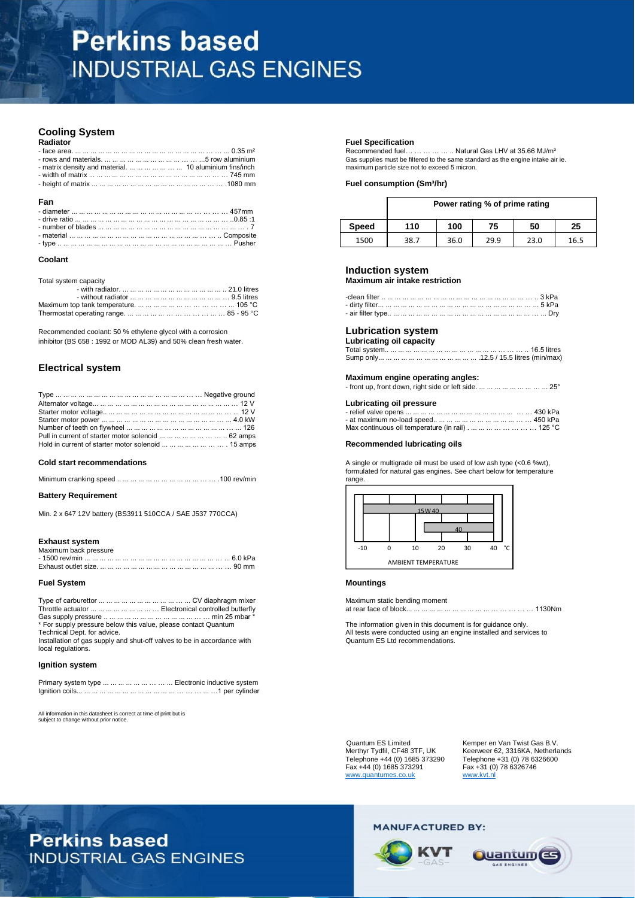# Perkins based
INDUSTRIAL GAS ENGINES

## Cooling System

### Radiator

- face area. … … … … … … … … … … … … … … … … … … … 0.35 m²
- rows and materials. … … … … … … … … … … … … …5 row aluminium
- matrix density and material. … … … … … … 10 aluminium fins/inch
- width of matrix … … … … … … … … … … … … … … … … … 745 mm
- height of matrix … … … … … … … … … … … … … … … … … .1080 mm

### Fan

- diameter … … … … … … … … … … … … … … … … … … … … 457mm
- drive ratio … … … … … … … … … … … … … … … … … … … …0.85 :1
- number of blades … … … … … … … … … … … … … … … … … … . 7
- material … … … … … … … … … … … … … … … … … … … Composite
- type .. … … … … … … … … … … … … … … … … … … … … … Pusher

### Coolant

Total system capacity
- with radiator. … … … … … … … … … … … … … .. 21.0 litres
- without radiator … … … … … … … … … … … … … 9.5 litres

Maximum top tank temperature. … … … … … … … … … … … … 105 °C
Thermostat operating range. … … … … … … … … … … … … 85 - 95 °C

Recommended coolant: 50 % ethylene glycol with a corrosion inhibitor (BS 658 : 1992 or MOD AL39) and 50% clean fresh water.

## Electrical system

Type … … … … … … … … … … … … … … … … … … … Negative ground
Alternator voltage… … … … … … … … … … … … … … … … … … … 12 V
Starter motor voltage.. … … … … … … … … … … … … … … … … … 12 V
Starter motor power … … … … … … … … … … … … … … … … … 4.0 kW
Number of teeth on flywheel … … … … … … … … … … … … … … … 126
Pull in current of starter motor solenoid … … … … … … … … … 62 amps
Hold in current of starter motor solenoid … … … … … … … … . 15 amps

### Cold start recommendations

Minimum cranking speed .. … … … … … … … … … … … … …100 rev/min

### Battery Requirement

Min. 2 x 647 12V battery (BS3911 510CCA / SAE J537 770CCA)

### Exhaust system

Maximum back pressure
- 1500 rev/min … … … … … … … … … … … … … … … … … … … 6.0 kPa

Exhaust outlet size. … … … … … … … … … … … … … … … … … … 90 mm

### Fuel System

Type of carburettor … … … … … … … … … … … … CV diaphragm mixer
Throttle actuator … … … … … … … … … Electronical controlled butterfly
Gas supply pressure .. … … … … … … … … … … … … … min 25 mbar *
* For supply pressure below this value, please contact Quantum Technical Dept. for advice.
Installation of gas supply and shut-off valves to be in accordance with local regulations.

### Ignition system

Primary system type … … … … … … … … … Electronic inductive system
Ignition coils… … … … … … … … … … … … … … … … … …1 per cylinder

All information in this datasheet is correct at time of print but is subject to change without prior notice.

### Fuel Specification

Recommended fuel… … … … … .. Natural Gas LHV at 35.66 MJ/m³
Gas supplies must be filtered to the same standard as the engine intake air ie. maximum particle size not to exceed 5 micron.

### Fuel consumption (Sm³/hr)

| | Power rating % of prime rating | | | | |
|---|---|---|---|---|---|
| Speed | 110 | 100 | 75 | 50 | 25 |
| 1500 | 38.7 | 36.0 | 29.9 | 23.0 | 16.5 |

## Induction system

### Maximum air intake restriction

- clean filter .. … … … … … … … … … … … … … … … … … … … … .. 3 kPa
- dirty filter… … … … … … … … … … … … … … … … … … … … … … 5 kPa
- air filter type.. … … … … … … … … … … … … … … … … … … … … Dry

## Lubrication system

### Lubricating oil capacity

Total system.. … … … … … … … … … … … … … … … … … … … .. 16.5 litres
Sump only… … … … … … … … … … … … … .12.5 / 15.5 litres (min/max)

### Maximum engine operating angles:

- front up, front down, right side or left side. … … … … … … … … 25°

### Lubricating oil pressure

- relief valve opens … … … … … … … … … … … … … … … … … 430 kPa
- at maximum no-load speed.. … … … … … … … … … … … … … 450 kPa

Max continuous oil temperature (in rail) . … … … … … … … … … 125 °C

### Recommended lubricating oils

A single or multigrade oil must be used of low ash type (<0.6 %wt), formulated for natural gas engines. See chart below for temperature range.

15W40
40
-10 0 10 20 30 40 °C
AMBIENT TEMPERATURE

### Mountings

Maximum static bending moment
at rear face of block… … … … … … … … … … … … … … … … … 1130Nm

The information given in this document is for guidance only.
All tests were conducted using an engine installed and services to Quantum ES Ltd recommendations.

Quantum ES Limited
Merthyr Tydfil, CF48 3TF, UK
Telephone +44 (0) 1685 373290
Fax +44 (0) 1685 373291
www.quantumes.co.uk

Kemper en Van Twist Gas B.V.
Keerweer 62, 3316KA, Netherlands
Telephone +31 (0) 78 6326600
Fax +31 (0) 78 6326746
www.kvt.nl

Perkins based
INDUSTRIAL GAS ENGINES

MANUFACTURED BY: